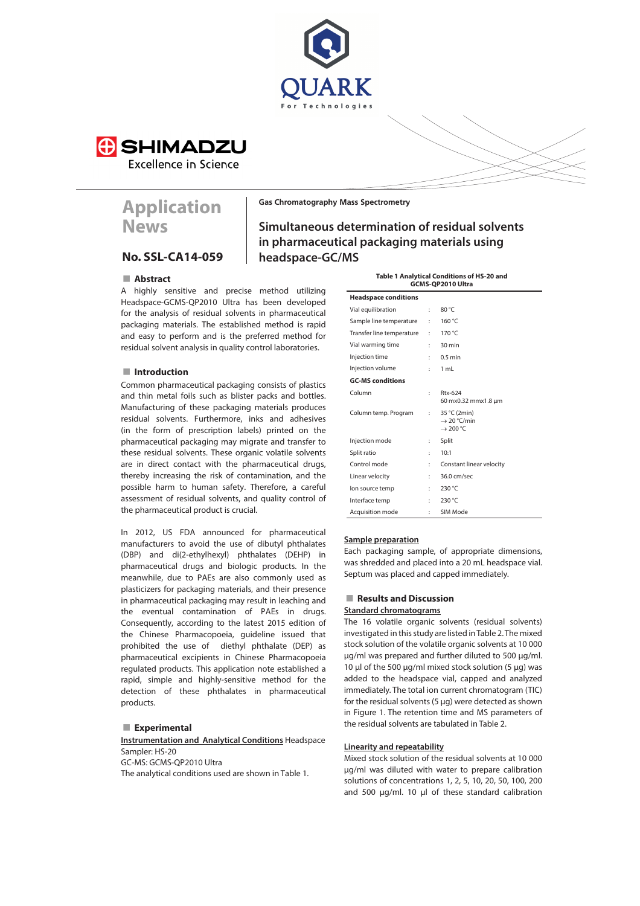QUARK
For Technologies

SHIMADZU
Excellence in Science

# Application News

## No. SSL-CA14-059

Gas Chromatography Mass Spectrometry

# Simultaneous determination of residual solvents in pharmaceutical packaging materials using headspace-GC/MS

## Abstract

A highly sensitive and precise method utilizing Headspace-GCMS-QP2010 Ultra has been developed for the analysis of residual solvents in pharmaceutical packaging materials. The established method is rapid and easy to perform and is the preferred method for residual solvent analysis in quality control laboratories.

## Introduction

Common pharmaceutical packaging consists of plastics and thin metal foils such as blister packs and bottles. Manufacturing of these packaging materials produces residual solvents. Furthermore, inks and adhesives (in the form of prescription labels) printed on the pharmaceutical packaging may migrate and transfer to these residual solvents. These organic volatile solvents are in direct contact with the pharmaceutical drugs, thereby increasing the risk of contamination, and the possible harm to human safety. Therefore, a careful assessment of residual solvents, and quality control of the pharmaceutical product is crucial.

In 2012, US FDA announced for pharmaceutical manufacturers to avoid the use of dibutyl phthalates (DBP) and di(2-ethylhexyl) phthalates (DEHP) in pharmaceutical drugs and biologic products. In the meanwhile, due to PAEs are also commonly used as plasticizers for packaging materials, and their presence in pharmaceutical packaging may result in leaching and the eventual contamination of PAEs in drugs. Consequently, according to the latest 2015 edition of the Chinese Pharmacopoeia, guideline issued that prohibited the use of diethyl phthalate (DEP) as pharmaceutical excipients in Chinese Pharmacopoeia regulated products. This application note established a rapid, simple and highly-sensitive method for the detection of these phthalates in pharmaceutical products.

## Experimental

**Instrumentation and Analytical Conditions** Headspace Sampler: HS-20
GC-MS: GCMS-QP2010 Ultra
The analytical conditions used are shown in Table 1.

**Table 1 Analytical Conditions of HS-20 and GCMS-QP2010 Ultra**

| | | |
|---|---|---|
| **Headspace conditions** | | |
| Vial equilibration | : | 80 °C |
| Sample line temperature | : | 160 °C |
| Transfer line temperature | : | 170 °C |
| Vial warming time | : | 30 min |
| Injection time | : | 0.5 min |
| Injection volume | : | 1 mL |
| **GC-MS conditions** | | |
| Column | : | Rtx-624 60 mx0.32 mmx1.8 µm |
| Column temp. Program | : | 35 °C (2min) → 20 °C/min → 200 °C |
| Injection mode | : | Split |
| Split ratio | : | 10:1 |
| Control mode | : | Constant linear velocity |
| Linear velocity | : | 36.0 cm/sec |
| Ion source temp | : | 230 °C |
| Interface temp | : | 230 °C |
| Acquisition mode | : | SIM Mode |

**Sample preparation**

Each packaging sample, of appropriate dimensions, was shredded and placed into a 20 mL headspace vial. Septum was placed and capped immediately.

## Results and Discussion

**Standard chromatograms**

The 16 volatile organic solvents (residual solvents) investigated in this study are listed in Table 2. The mixed stock solution of the volatile organic solvents at 10 000 µg/ml was prepared and further diluted to 500 µg/ml. 10 µl of the 500 µg/ml mixed stock solution (5 µg) was added to the headspace vial, capped and analyzed immediately. The total ion current chromatogram (TIC) for the residual solvents (5 µg) were detected as shown in Figure 1. The retention time and MS parameters of the residual solvents are tabulated in Table 2.

**Linearity and repeatability**

Mixed stock solution of the residual solvents at 10 000 µg/ml was diluted with water to prepare calibration solutions of concentrations 1, 2, 5, 10, 20, 50, 100, 200 and 500 µg/ml. 10 µl of these standard calibration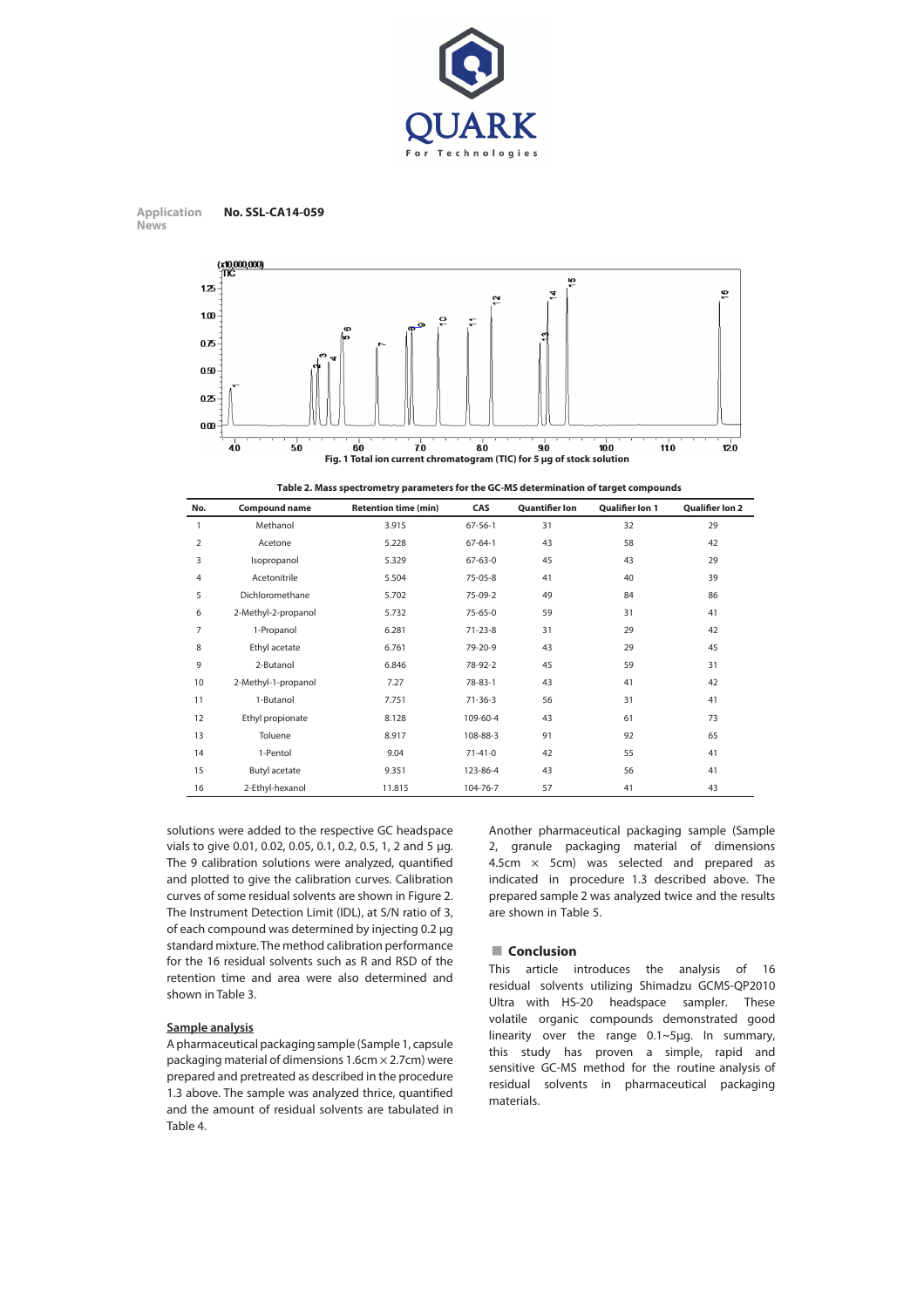Application News No. SSL-CA14-059

(x10,000,000)
TIC
1.25
1.00
0.75
0.50
0.25
0.00
1 2 3 4 5 6 7 8 9 10 11 12 13 14 15 16
4.0 5.0 6.0 7.0 8.0 9.0 10.0 11.0 12.0

Fig. 1 Total ion current chromatogram (TIC) for 5 µg of stock solution

Table 2. Mass spectrometry parameters for the GC-MS determination of target compounds

| No. | Compound name | Retention time (min) | CAS | Quantifier Ion | Qualifier Ion 1 | Qualifier Ion 2 |
|---|---|---|---|---|---|---|
| 1 | Methanol | 3.915 | 67-56-1 | 31 | 32 | 29 |
| 2 | Acetone | 5.228 | 67-64-1 | 43 | 58 | 42 |
| 3 | Isopropanol | 5.329 | 67-63-0 | 45 | 43 | 29 |
| 4 | Acetonitrile | 5.504 | 75-05-8 | 41 | 40 | 39 |
| 5 | Dichloromethane | 5.702 | 75-09-2 | 49 | 84 | 86 |
| 6 | 2-Methyl-2-propanol | 5.732 | 75-65-0 | 59 | 31 | 41 |
| 7 | 1-Propanol | 6.281 | 71-23-8 | 31 | 29 | 42 |
| 8 | Ethyl acetate | 6.761 | 79-20-9 | 43 | 29 | 45 |
| 9 | 2-Butanol | 6.846 | 78-92-2 | 45 | 59 | 31 |
| 10 | 2-Methyl-1-propanol | 7.27 | 78-83-1 | 43 | 41 | 42 |
| 11 | 1-Butanol | 7.751 | 71-36-3 | 56 | 31 | 41 |
| 12 | Ethyl propionate | 8.128 | 109-60-4 | 43 | 61 | 73 |
| 13 | Toluene | 8.917 | 108-88-3 | 91 | 92 | 65 |
| 14 | 1-Pentol | 9.04 | 71-41-0 | 42 | 55 | 41 |
| 15 | Butyl acetate | 9.351 | 123-86-4 | 43 | 56 | 41 |
| 16 | 2-Ethyl-hexanol | 11.815 | 104-76-7 | 57 | 41 | 43 |

solutions were added to the respective GC headspace vials to give 0.01, 0.02, 0.05, 0.1, 0.2, 0.5, 1, 2 and 5 µg. The 9 calibration solutions were analyzed, quantified and plotted to give the calibration curves. Calibration curves of some residual solvents are shown in Figure 2. The Instrument Detection Limit (IDL), at S/N ratio of 3, of each compound was determined by injecting 0.2 µg standard mixture. The method calibration performance for the 16 residual solvents such as R and RSD of the retention time and area were also determined and shown in Table 3.

**Sample analysis**

A pharmaceutical packaging sample (Sample 1, capsule packaging material of dimensions 1.6cm × 2.7cm) were prepared and pretreated as described in the procedure 1.3 above. The sample was analyzed thrice, quantified and the amount of residual solvents are tabulated in Table 4.

Another pharmaceutical packaging sample (Sample 2, granule packaging material of dimensions 4.5cm × 5cm) was selected and prepared as indicated in procedure 1.3 described above. The prepared sample 2 was analyzed twice and the results are shown in Table 5.

## Conclusion

This article introduces the analysis of 16 residual solvents utilizing Shimadzu GCMS-QP2010 Ultra with HS-20 headspace sampler. These volatile organic compounds demonstrated good linearity over the range 0.1~5µg. In summary, this study has proven a simple, rapid and sensitive GC-MS method for the routine analysis of residual solvents in pharmaceutical packaging materials.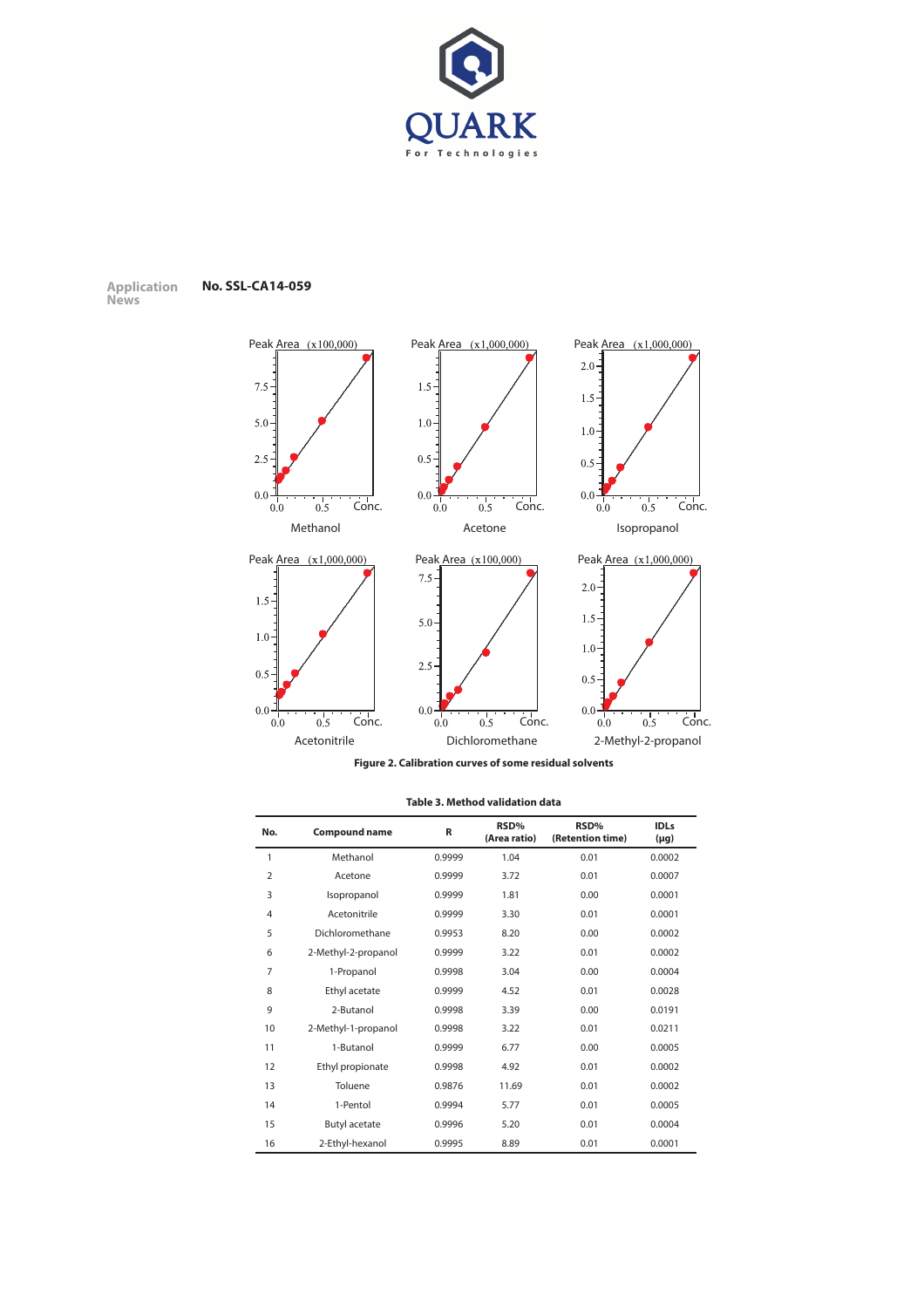Application News **No. SSL-CA14-059**

Figure 2. Calibration curves of some residual solvents

**Table 3. Method validation data**

| No. | Compound name | R | RSD% (Area ratio) | RSD% (Retention time) | IDLs (μg) |
|---|---|---|---|---|---|
| 1 | Methanol | 0.9999 | 1.04 | 0.01 | 0.0002 |
| 2 | Acetone | 0.9999 | 3.72 | 0.01 | 0.0007 |
| 3 | Isopropanol | 0.9999 | 1.81 | 0.00 | 0.0001 |
| 4 | Acetonitrile | 0.9999 | 3.30 | 0.01 | 0.0001 |
| 5 | Dichloromethane | 0.9953 | 8.20 | 0.00 | 0.0002 |
| 6 | 2-Methyl-2-propanol | 0.9999 | 3.22 | 0.01 | 0.0002 |
| 7 | 1-Propanol | 0.9998 | 3.04 | 0.00 | 0.0004 |
| 8 | Ethyl acetate | 0.9999 | 4.52 | 0.01 | 0.0028 |
| 9 | 2-Butanol | 0.9998 | 3.39 | 0.00 | 0.0191 |
| 10 | 2-Methyl-1-propanol | 0.9998 | 3.22 | 0.01 | 0.0211 |
| 11 | 1-Butanol | 0.9999 | 6.77 | 0.00 | 0.0005 |
| 12 | Ethyl propionate | 0.9998 | 4.92 | 0.01 | 0.0002 |
| 13 | Toluene | 0.9876 | 11.69 | 0.01 | 0.0002 |
| 14 | 1-Pentol | 0.9994 | 5.77 | 0.01 | 0.0005 |
| 15 | Butyl acetate | 0.9996 | 5.20 | 0.01 | 0.0004 |
| 16 | 2-Ethyl-hexanol | 0.9995 | 8.89 | 0.01 | 0.0001 |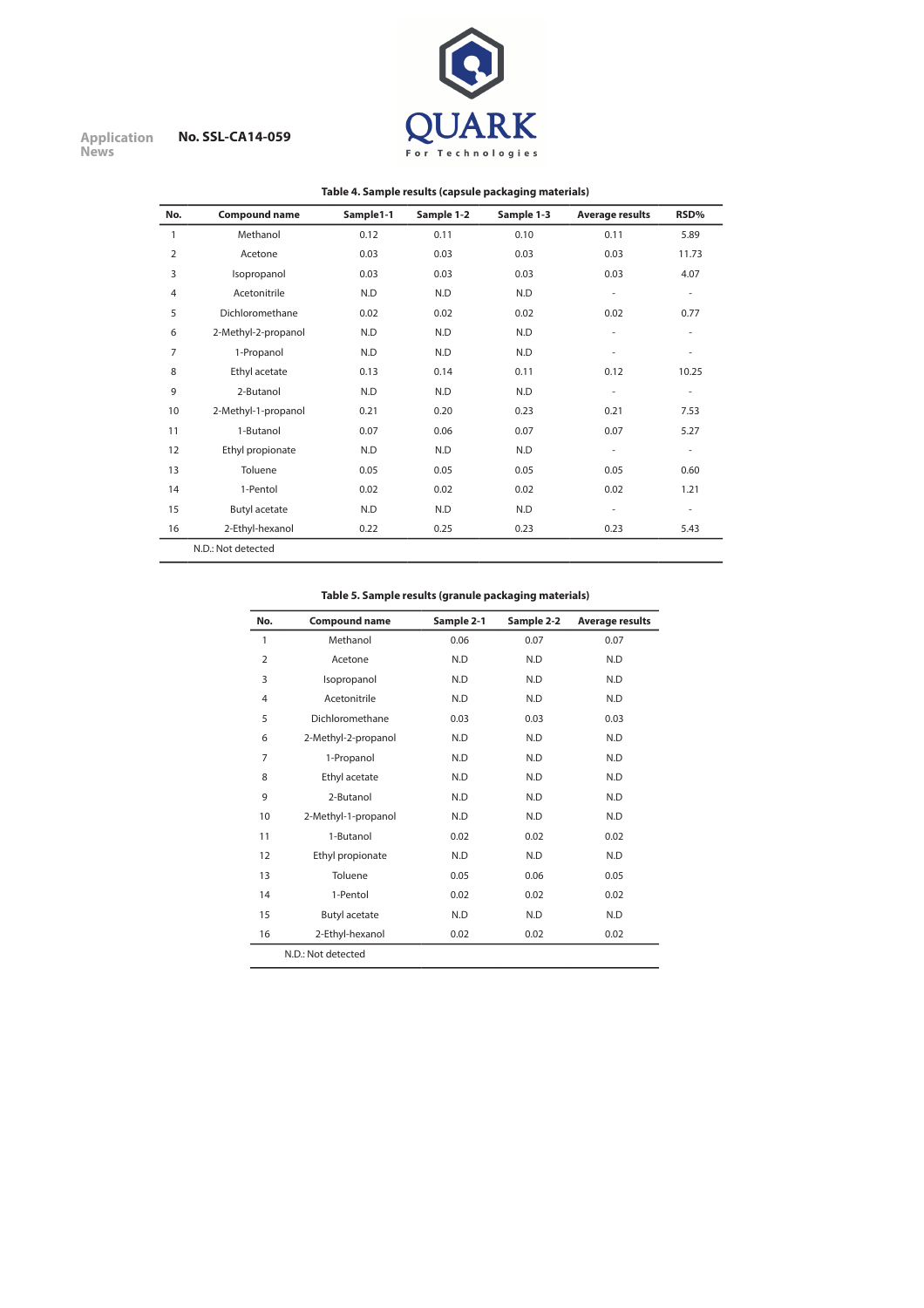**Table 4. Sample results (capsule packaging materials)**

| No. | Compound name | Sample1-1 | Sample 1-2 | Sample 1-3 | Average results | RSD% |
|---|---|---|---|---|---|---|
| 1 | Methanol | 0.12 | 0.11 | 0.10 | 0.11 | 5.89 |
| 2 | Acetone | 0.03 | 0.03 | 0.03 | 0.03 | 11.73 |
| 3 | Isopropanol | 0.03 | 0.03 | 0.03 | 0.03 | 4.07 |
| 4 | Acetonitrile | N.D | N.D | N.D | - | - |
| 5 | Dichloromethane | 0.02 | 0.02 | 0.02 | 0.02 | 0.77 |
| 6 | 2-Methyl-2-propanol | N.D | N.D | N.D | - | - |
| 7 | 1-Propanol | N.D | N.D | N.D | - | - |
| 8 | Ethyl acetate | 0.13 | 0.14 | 0.11 | 0.12 | 10.25 |
| 9 | 2-Butanol | N.D | N.D | N.D | - | - |
| 10 | 2-Methyl-1-propanol | 0.21 | 0.20 | 0.23 | 0.21 | 7.53 |
| 11 | 1-Butanol | 0.07 | 0.06 | 0.07 | 0.07 | 5.27 |
| 12 | Ethyl propionate | N.D | N.D | N.D | - | - |
| 13 | Toluene | 0.05 | 0.05 | 0.05 | 0.05 | 0.60 |
| 14 | 1-Pentol | 0.02 | 0.02 | 0.02 | 0.02 | 1.21 |
| 15 | Butyl acetate | N.D | N.D | N.D | - | - |
| 16 | 2-Ethyl-hexanol | 0.22 | 0.25 | 0.23 | 0.23 | 5.43 |

N.D.: Not detected

**Table 5. Sample results (granule packaging materials)**

| No. | Compound name | Sample 2-1 | Sample 2-2 | Average results |
|---|---|---|---|---|
| 1 | Methanol | 0.06 | 0.07 | 0.07 |
| 2 | Acetone | N.D | N.D | N.D |
| 3 | Isopropanol | N.D | N.D | N.D |
| 4 | Acetonitrile | N.D | N.D | N.D |
| 5 | Dichloromethane | 0.03 | 0.03 | 0.03 |
| 6 | 2-Methyl-2-propanol | N.D | N.D | N.D |
| 7 | 1-Propanol | N.D | N.D | N.D |
| 8 | Ethyl acetate | N.D | N.D | N.D |
| 9 | 2-Butanol | N.D | N.D | N.D |
| 10 | 2-Methyl-1-propanol | N.D | N.D | N.D |
| 11 | 1-Butanol | 0.02 | 0.02 | 0.02 |
| 12 | Ethyl propionate | N.D | N.D | N.D |
| 13 | Toluene | 0.05 | 0.06 | 0.05 |
| 14 | 1-Pentol | 0.02 | 0.02 | 0.02 |
| 15 | Butyl acetate | N.D | N.D | N.D |
| 16 | 2-Ethyl-hexanol | 0.02 | 0.02 | 0.02 |

N.D.: Not detected